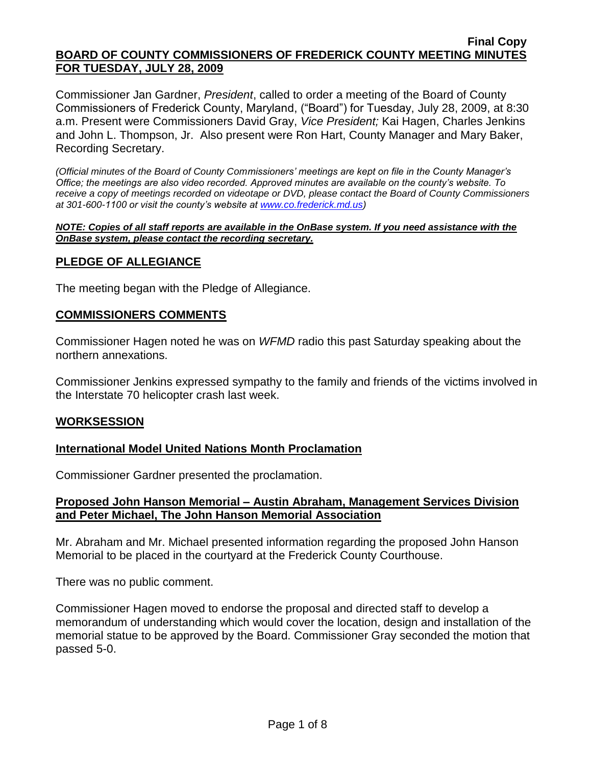**Final Copy**

# BOARD OF COUNTY COMMISSIONERS OF FREDERICK COUNTY MEETING MINUTES FOR TUESDAY, JULY 28, 2009

Commissioner Jan Gardner, *President*, called to order a meeting of the Board of County Commissioners of Frederick County, Maryland, ("Board") for Tuesday, July 28, 2009, at 8:30 a.m. Present were Commissioners David Gray, *Vice President;* Kai Hagen, Charles Jenkins and John L. Thompson, Jr. Also present were Ron Hart, County Manager and Mary Baker, Recording Secretary.

*(Official minutes of the Board of County Commissioners' meetings are kept on file in the County Manager's Office; the meetings are also video recorded. Approved minutes are available on the county's website. To receive a copy of meetings recorded on videotape or DVD, please contact the Board of County Commissioners at 301-600-1100 or visit the county's website at www.co.frederick.md.us)*

***NOTE: Copies of all staff reports are available in the OnBase system. If you need assistance with the OnBase system, please contact the recording secretary.***

## PLEDGE OF ALLEGIANCE

The meeting began with the Pledge of Allegiance.

## COMMISSIONERS COMMENTS

Commissioner Hagen noted he was on *WFMD* radio this past Saturday speaking about the northern annexations.

Commissioner Jenkins expressed sympathy to the family and friends of the victims involved in the Interstate 70 helicopter crash last week.

## WORKSESSION

### International Model United Nations Month Proclamation

Commissioner Gardner presented the proclamation.

### Proposed John Hanson Memorial – Austin Abraham, Management Services Division and Peter Michael, The John Hanson Memorial Association

Mr. Abraham and Mr. Michael presented information regarding the proposed John Hanson Memorial to be placed in the courtyard at the Frederick County Courthouse.

There was no public comment.

Commissioner Hagen moved to endorse the proposal and directed staff to develop a memorandum of understanding which would cover the location, design and installation of the memorial statue to be approved by the Board. Commissioner Gray seconded the motion that passed 5-0.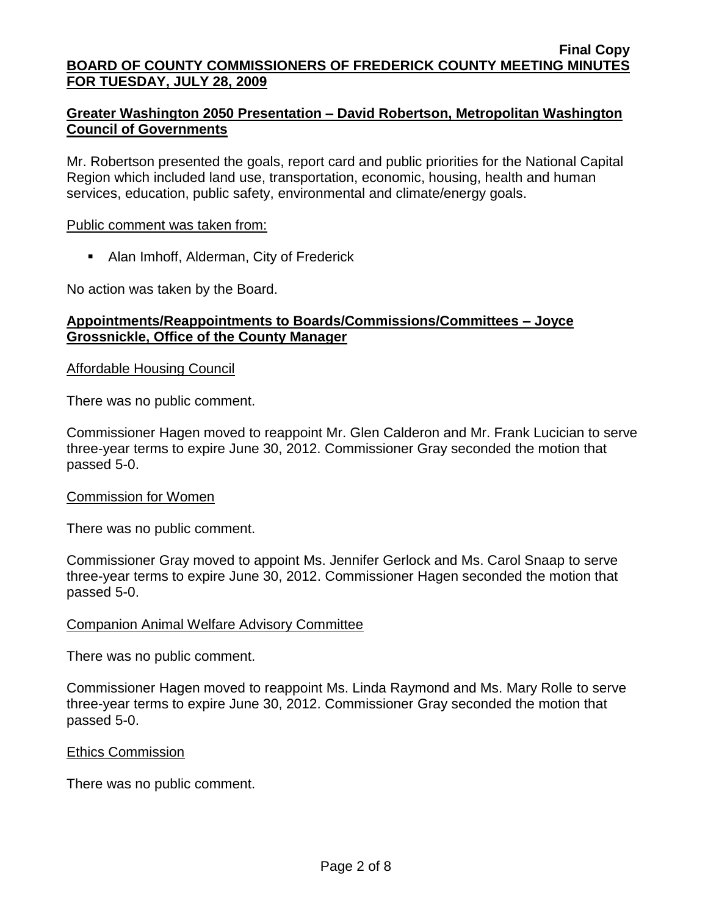## Greater Washington 2050 Presentation – David Robertson, Metropolitan Washington Council of Governments

Mr. Robertson presented the goals, report card and public priorities for the National Capital Region which included land use, transportation, economic, housing, health and human services, education, public safety, environmental and climate/energy goals.

Public comment was taken from:

- Alan Imhoff, Alderman, City of Frederick

No action was taken by the Board.

## Appointments/Reappointments to Boards/Commissions/Committees – Joyce Grossnickle, Office of the County Manager

Affordable Housing Council

There was no public comment.

Commissioner Hagen moved to reappoint Mr. Glen Calderon and Mr. Frank Lucician to serve three-year terms to expire June 30, 2012. Commissioner Gray seconded the motion that passed 5-0.

Commission for Women

There was no public comment.

Commissioner Gray moved to appoint Ms. Jennifer Gerlock and Ms. Carol Snaap to serve three-year terms to expire June 30, 2012. Commissioner Hagen seconded the motion that passed 5-0.

Companion Animal Welfare Advisory Committee

There was no public comment.

Commissioner Hagen moved to reappoint Ms. Linda Raymond and Ms. Mary Rolle to serve three-year terms to expire June 30, 2012. Commissioner Gray seconded the motion that passed 5-0.

Ethics Commission

There was no public comment.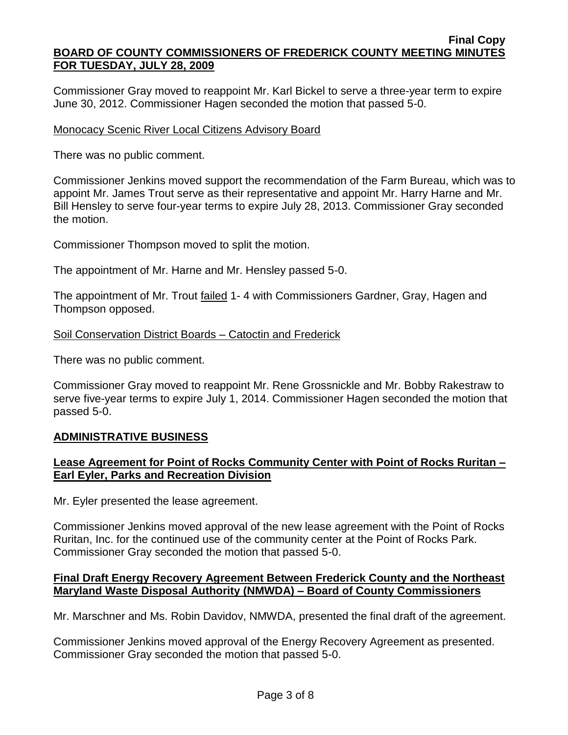Commissioner Gray moved to reappoint Mr. Karl Bickel to serve a three-year term to expire June 30, 2012. Commissioner Hagen seconded the motion that passed 5-0.

Monocacy Scenic River Local Citizens Advisory Board

There was no public comment.

Commissioner Jenkins moved support the recommendation of the Farm Bureau, which was to appoint Mr. James Trout serve as their representative and appoint Mr. Harry Harne and Mr. Bill Hensley to serve four-year terms to expire July 28, 2013. Commissioner Gray seconded the motion.

Commissioner Thompson moved to split the motion.

The appointment of Mr. Harne and Mr. Hensley passed 5-0.

The appointment of Mr. Trout failed 1- 4 with Commissioners Gardner, Gray, Hagen and Thompson opposed.

Soil Conservation District Boards – Catoctin and Frederick

There was no public comment.

Commissioner Gray moved to reappoint Mr. Rene Grossnickle and Mr. Bobby Rakestraw to serve five-year terms to expire July 1, 2014. Commissioner Hagen seconded the motion that passed 5-0.

## ADMINISTRATIVE BUSINESS

### Lease Agreement for Point of Rocks Community Center with Point of Rocks Ruritan – Earl Eyler, Parks and Recreation Division

Mr. Eyler presented the lease agreement.

Commissioner Jenkins moved approval of the new lease agreement with the Point of Rocks Ruritan, Inc. for the continued use of the community center at the Point of Rocks Park. Commissioner Gray seconded the motion that passed 5-0.

### Final Draft Energy Recovery Agreement Between Frederick County and the Northeast Maryland Waste Disposal Authority (NMWDA) – Board of County Commissioners

Mr. Marschner and Ms. Robin Davidov, NMWDA, presented the final draft of the agreement.

Commissioner Jenkins moved approval of the Energy Recovery Agreement as presented. Commissioner Gray seconded the motion that passed 5-0.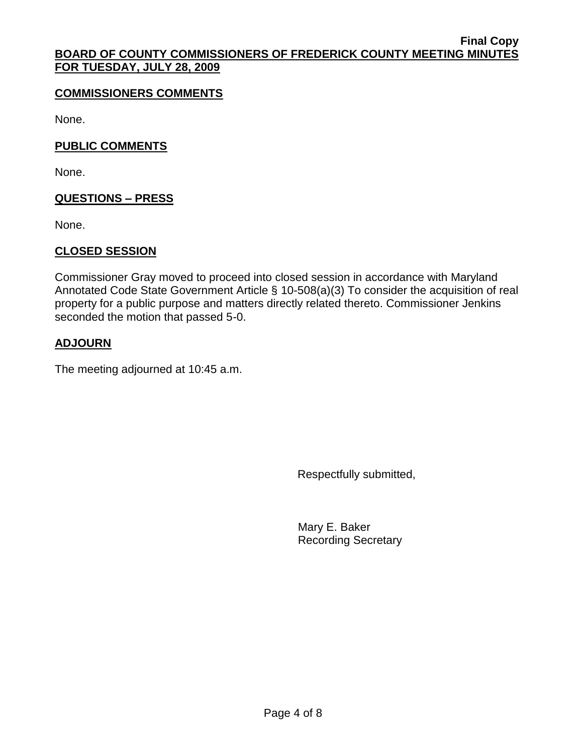## COMMISSIONERS COMMENTS

None.

## PUBLIC COMMENTS

None.

## QUESTIONS – PRESS

None.

## CLOSED SESSION

Commissioner Gray moved to proceed into closed session in accordance with Maryland Annotated Code State Government Article § 10-508(a)(3) To consider the acquisition of real property for a public purpose and matters directly related thereto. Commissioner Jenkins seconded the motion that passed 5-0.

## ADJOURN

The meeting adjourned at 10:45 a.m.

Respectfully submitted,

Mary E. Baker
Recording Secretary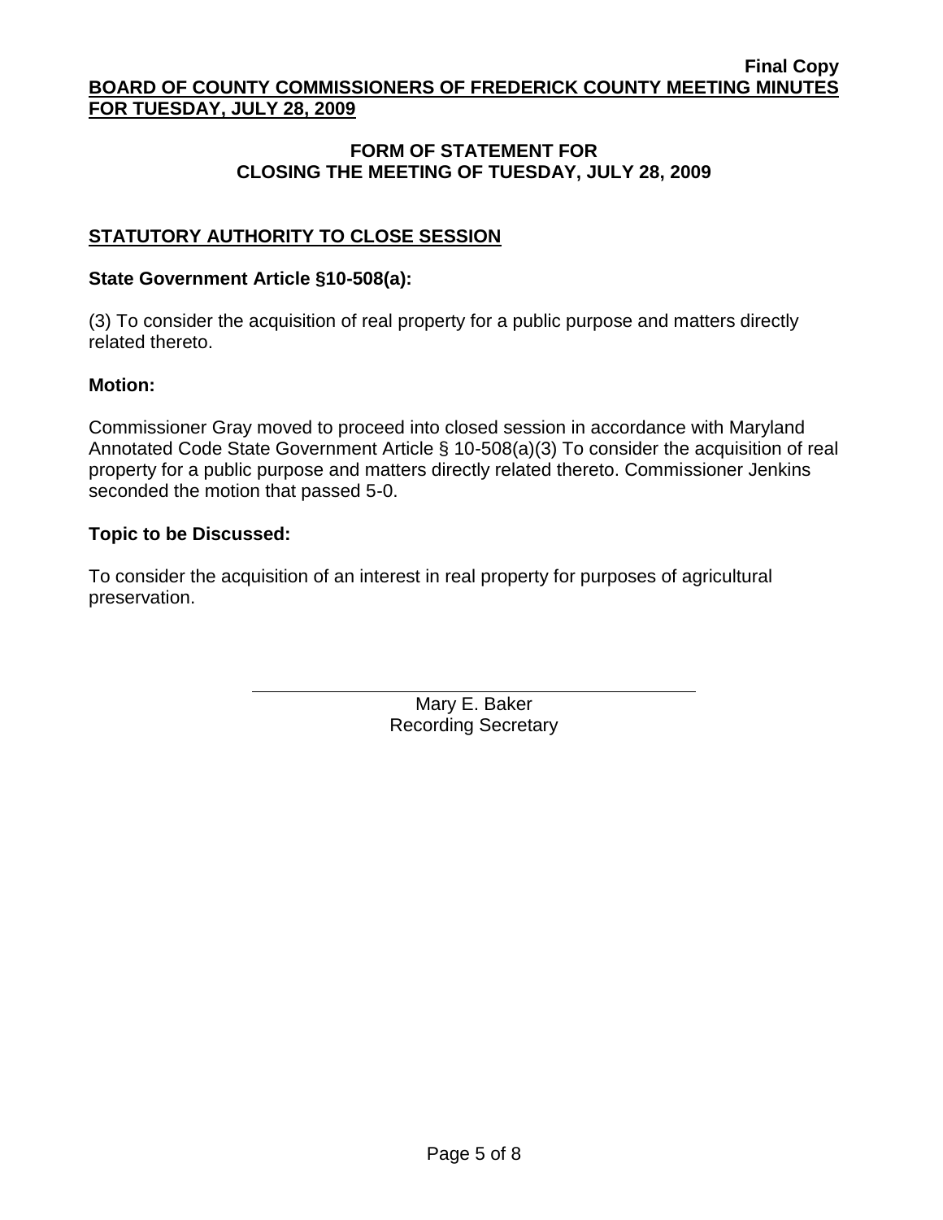## FORM OF STATEMENT FOR CLOSING THE MEETING OF TUESDAY, JULY 28, 2009

### STATUTORY AUTHORITY TO CLOSE SESSION

**State Government Article §10-508(a):**

(3) To consider the acquisition of real property for a public purpose and matters directly related thereto.

**Motion:**

Commissioner Gray moved to proceed into closed session in accordance with Maryland Annotated Code State Government Article § 10-508(a)(3) To consider the acquisition of real property for a public purpose and matters directly related thereto. Commissioner Jenkins seconded the motion that passed 5-0.

**Topic to be Discussed:**

To consider the acquisition of an interest in real property for purposes of agricultural preservation.

Mary E. Baker
Recording Secretary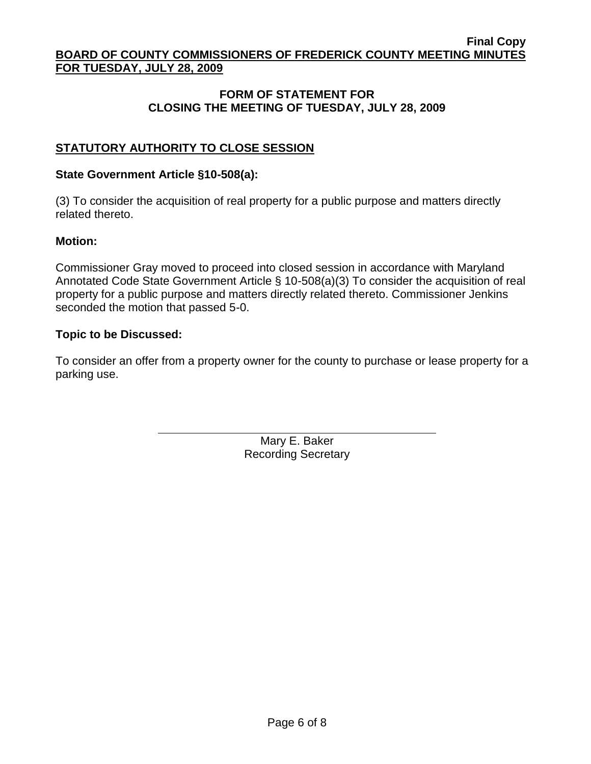## FORM OF STATEMENT FOR CLOSING THE MEETING OF TUESDAY, JULY 28, 2009

### STATUTORY AUTHORITY TO CLOSE SESSION

**State Government Article §10-508(a):**

(3) To consider the acquisition of real property for a public purpose and matters directly related thereto.

**Motion:**

Commissioner Gray moved to proceed into closed session in accordance with Maryland Annotated Code State Government Article § 10-508(a)(3) To consider the acquisition of real property for a public purpose and matters directly related thereto. Commissioner Jenkins seconded the motion that passed 5-0.

**Topic to be Discussed:**

To consider an offer from a property owner for the county to purchase or lease property for a parking use.

Mary E. Baker
Recording Secretary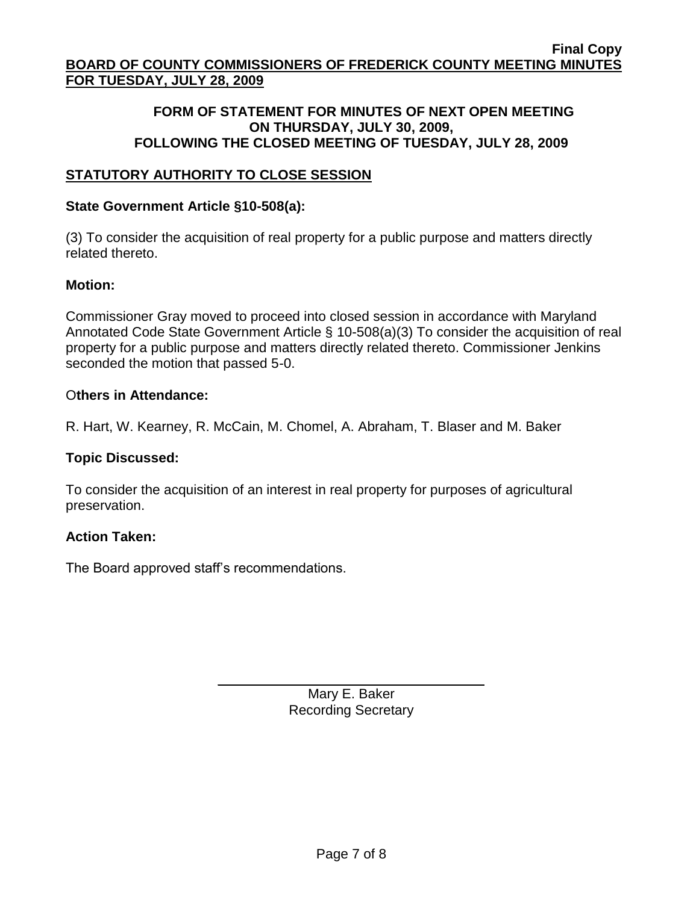**Final Copy**

**BOARD OF COUNTY COMMISSIONERS OF FREDERICK COUNTY MEETING MINUTES FOR TUESDAY, JULY 28, 2009**

**FORM OF STATEMENT FOR MINUTES OF NEXT OPEN MEETING ON THURSDAY, JULY 30, 2009, FOLLOWING THE CLOSED MEETING OF TUESDAY, JULY 28, 2009**

## STATUTORY AUTHORITY TO CLOSE SESSION

**State Government Article §10-508(a):**

(3) To consider the acquisition of real property for a public purpose and matters directly related thereto.

**Motion:**

Commissioner Gray moved to proceed into closed session in accordance with Maryland Annotated Code State Government Article § 10-508(a)(3) To consider the acquisition of real property for a public purpose and matters directly related thereto. Commissioner Jenkins seconded the motion that passed 5-0.

**Others in Attendance:**

R. Hart, W. Kearney, R. McCain, M. Chomel, A. Abraham, T. Blaser and M. Baker

**Topic Discussed:**

To consider the acquisition of an interest in real property for purposes of agricultural preservation.

**Action Taken:**

The Board approved staff's recommendations.

Mary E. Baker
Recording Secretary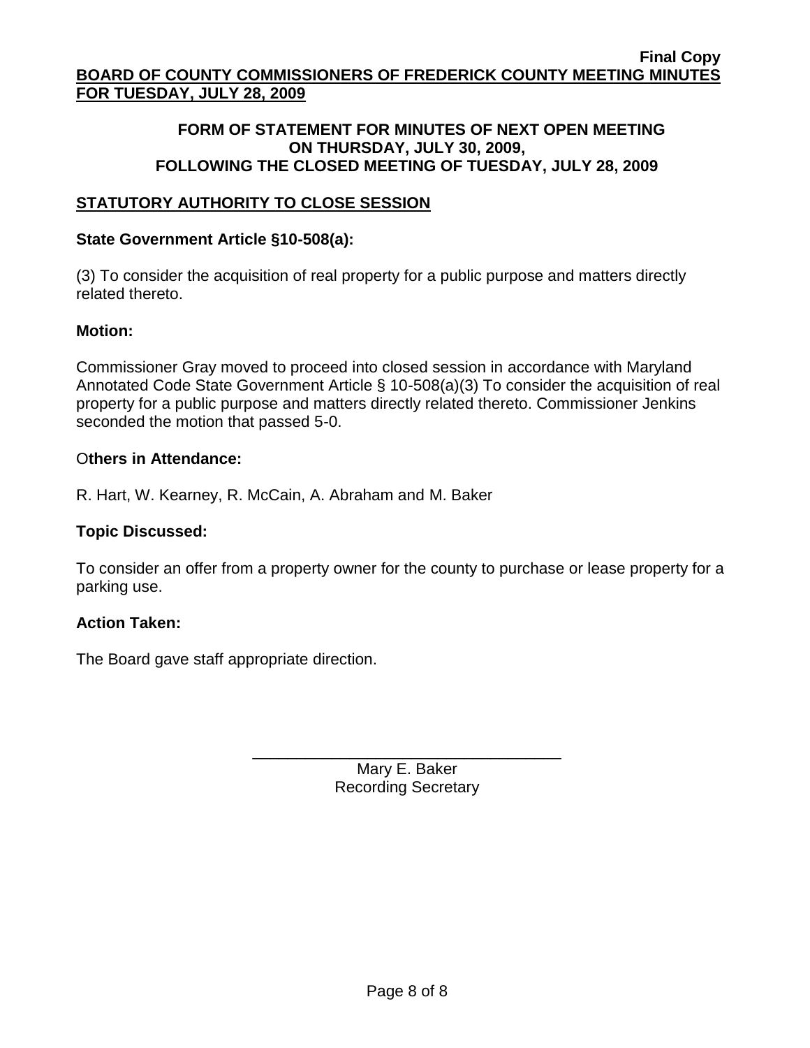Final Copy

**BOARD OF COUNTY COMMISSIONERS OF FREDERICK COUNTY MEETING MINUTES FOR TUESDAY, JULY 28, 2009**

**FORM OF STATEMENT FOR MINUTES OF NEXT OPEN MEETING ON THURSDAY, JULY 30, 2009, FOLLOWING THE CLOSED MEETING OF TUESDAY, JULY 28, 2009**

**STATUTORY AUTHORITY TO CLOSE SESSION**

**State Government Article §10-508(a):**

(3) To consider the acquisition of real property for a public purpose and matters directly related thereto.

**Motion:**

Commissioner Gray moved to proceed into closed session in accordance with Maryland Annotated Code State Government Article § 10-508(a)(3) To consider the acquisition of real property for a public purpose and matters directly related thereto. Commissioner Jenkins seconded the motion that passed 5-0.

**Others in Attendance:**

R. Hart, W. Kearney, R. McCain, A. Abraham and M. Baker

**Topic Discussed:**

To consider an offer from a property owner for the county to purchase or lease property for a parking use.

**Action Taken:**

The Board gave staff appropriate direction.

\_\_\_\_\_\_\_\_\_\_\_\_\_\_\_\_\_\_\_\_\_\_\_\_\_\_\_\_\_\_\_\_\_\_\_\_

Mary E. Baker
Recording Secretary